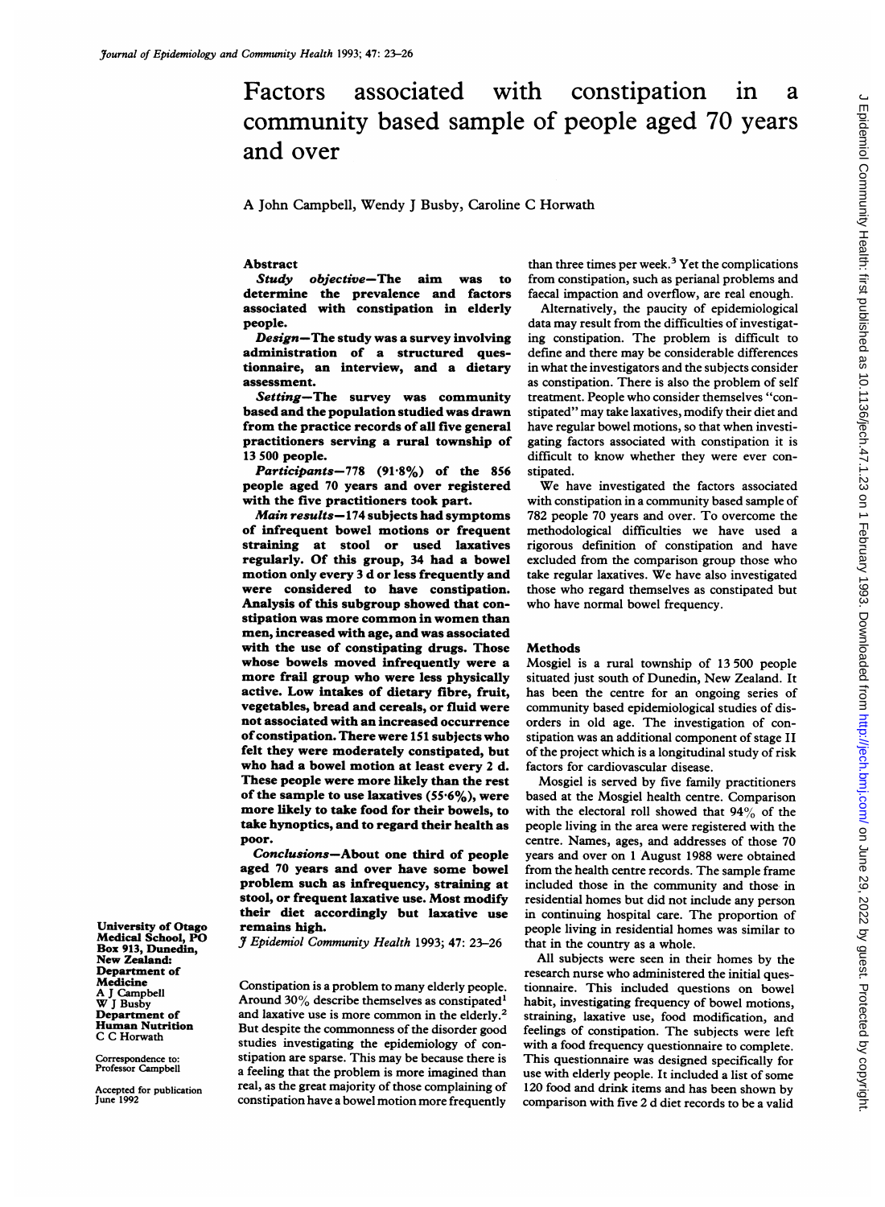# Factors associated with constipation in a community based sample of people aged 70 years and over

A John Campbell, Wendy J Busby, Caroline C Horwath

## Abstract

***Study objective*—The aim was to determine the prevalence and factors associated with constipation in elderly people.**

***Design*—The study was a survey involving administration of a structured questionnaire, an interview, and a dietary assessment.**

***Setting*—The survey was community based and the population studied was drawn from the practice records of all five general practitioners serving a rural township of 13 500 people.**

***Participants*—778 (91·8%) of the 856 people aged 70 years and over registered with the five practitioners took part.**

***Main results*—174 subjects had symptoms of infrequent bowel motions or frequent straining at stool or used laxatives regularly. Of this group, 34 had a bowel motion only every 3 d or less frequently and were considered to have constipation. Analysis of this subgroup showed that constipation was more common in women than men, increased with age, and was associated with the use of constipating drugs. Those whose bowels moved infrequently were a more frail group who were less physically active. Low intakes of dietary fibre, fruit, vegetables, bread and cereals, or fluid were not associated with an increased occurrence of constipation. There were 151 subjects who felt they were moderately constipated, but who had a bowel motion at least every 2 d. These people were more likely than the rest of the sample to use laxatives (55·6%), were more likely to take food for their bowels, to take hynoptics, and to regard their health as poor.**

***Conclusions*—About one third of people aged 70 years and over have some bowel problem such as infrequency, straining at stool, or frequent laxative use. Most modify their diet accordingly but laxative use remains high.**

*J Epidemiol Community Health* 1993; 47: 23–26

University of Otago Medical School, PO Box 913, Dunedin, New Zealand: Department of Medicine
A J Campbell
W J Busby
Department of Human Nutrition
C C Horwath

Correspondence to: Professor Campbell

Accepted for publication June 1992

Constipation is a problem to many elderly people. Around 30% describe themselves as constipated[1] and laxative use is more common in the elderly.[2] But despite the commonness of the disorder good studies investigating the epidemiology of constipation are sparse. This may be because there is a feeling that the problem is more imagined than real, as the great majority of those complaining of constipation have a bowel motion more frequently than three times per week.[3] Yet the complications from constipation, such as perianal problems and faecal impaction and overflow, are real enough.

Alternatively, the paucity of epidemiological data may result from the difficulties of investigating constipation. The problem is difficult to define and there may be considerable differences in what the investigators and the subjects consider as constipation. There is also the problem of self treatment. People who consider themselves "constipated" may take laxatives, modify their diet and have regular bowel motions, so that when investigating factors associated with constipation it is difficult to know whether they were ever constipated.

We have investigated the factors associated with constipation in a community based sample of 782 people 70 years and over. To overcome the methodological difficulties we have used a rigorous definition of constipation and have excluded from the comparison group those who take regular laxatives. We have also investigated those who regard themselves as constipated but who have normal bowel frequency.

## Methods

Mosgiel is a rural township of 13 500 people situated just south of Dunedin, New Zealand. It has been the centre for an ongoing series of community based epidemiological studies of disorders in old age. The investigation of constipation was an additional component of stage II of the project which is a longitudinal study of risk factors for cardiovascular disease.

Mosgiel is served by five family practitioners based at the Mosgiel health centre. Comparison with the electoral roll showed that 94% of the people living in the area were registered with the centre. Names, ages, and addresses of those 70 years and over on 1 August 1988 were obtained from the health centre records. The sample frame included those in the community and those in residential homes but did not include any person in continuing hospital care. The proportion of people living in residential homes was similar to that in the country as a whole.

All subjects were seen in their homes by the research nurse who administered the initial questionnaire. This included questions on bowel habit, investigating frequency of bowel motions, straining, laxative use, food modification, and feelings of constipation. The subjects were left with a food frequency questionnaire to complete. This questionnaire was designed specifically for use with elderly people. It included a list of some 120 food and drink items and has been shown by comparison with five 2 d diet records to be a valid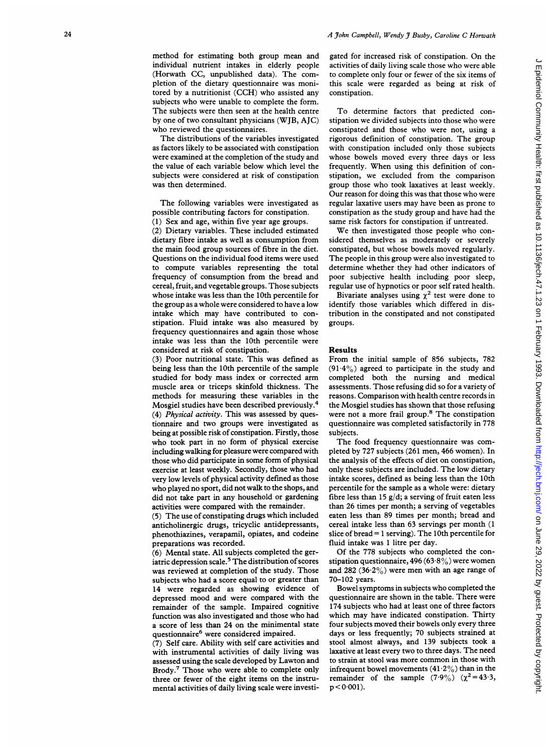method for estimating both group mean and individual nutrient intakes in elderly people (Horwath CC, unpublished data). The completion of the dietary questionnaire was monitored by a nutritionist (CCH) who assisted any subjects who were unable to complete the form. The subjects were then seen at the health centre by one of two consultant physicians (WJB, AJC) who reviewed the questionnaires.

The distributions of the variables investigated as factors likely to be associated with constipation were examined at the completion of the study and the value of each variable below which level the subjects were considered at risk of constipation was then determined.

The following variables were investigated as possible contributing factors for constipation.

(1) Sex and age, within five year age groups.

(2) Dietary variables. These included estimated dietary fibre intake as well as consumption from the main food group sources of fibre in the diet. Questions on the individual food items were used to compute variables representing the total frequency of consumption from the bread and cereal, fruit, and vegetable groups. Those subjects whose intake was less than the 10th percentile for the group as a whole were considered to have a low intake which may have contributed to constipation. Fluid intake was also measured by frequency questionnaires and again those whose intake was less than the 10th percentile were considered at risk of constipation.

(3) Poor nutritional state. This was defined as being less than the 10th percentile of the sample studied for body mass index or corrected arm muscle area or triceps skinfold thickness. The methods for measuring these variables in the Mosgiel studies have been described previously.[4]

(4) *Physical activity*. This was assessed by questionnaire and two groups were investigated as being at possible risk of constipation. Firstly, those who took part in no form of physical exercise including walking for pleasure were compared with those who did participate in some form of physical exercise at least weekly. Secondly, those who had very low levels of physical activity defined as those who played no sport, did not walk to the shops, and did not take part in any household or gardening activities were compared with the remainder.

(5) The use of constipating drugs which included anticholinergic drugs, tricyclic antidepressants, phenothiazines, verapamil, opiates, and codeine preparations was recorded.

(6) Mental state. All subjects completed the geriatric depression scale.[5] The distribution of scores was reviewed at completion of the study. Those subjects who had a score equal to or greater than 14 were regarded as showing evidence of depressed mood and were compared with the remainder of the sample. Impaired cognitive function was also investigated and those who had a score of less than 24 on the minimental state questionnaire[6] were considered impaired.

(7) Self care. Ability with self care activities and with instrumental activities of daily living was assessed using the scale developed by Lawton and Brody.[7] Those who were able to complete only three or fewer of the eight items on the instrumental activities of daily living scale were investigated for increased risk of constipation. On the activities of daily living scale those who were able to complete only four or fewer of the six items of this scale were regarded as being at risk of constipation.

To determine factors that predicted constipation we divided subjects into those who were constipated and those who were not, using a rigorous definition of constipation. The group with constipation included only those subjects whose bowels moved every three days or less frequently. When using this definition of constipation, we excluded from the comparison group those who took laxatives at least weekly. Our reason for doing this was that those who were regular laxative users may have been as prone to constipation as the study group and have had the same risk factors for constipation if untreated.

We then investigated those people who considered themselves as moderately or severely constipated, but whose bowels moved regularly. The people in this group were also investigated to determine whether they had other indicators of poor subjective health including poor sleep, regular use of hypnotics or poor self rated health.

Bivariate analyses using $\chi^2$ test were done to identify those variables which differed in distribution in the constipated and not constipated groups.

## Results

From the initial sample of 856 subjects, 782 (91·4%) agreed to participate in the study and completed both the nursing and medical assessments. Those refusing did so for a variety of reasons. Comparison with health centre records in the Mosgiel studies has shown that those refusing were not a more frail group.[8] The constipation questionnaire was completed satisfactorily in 778 subjects.

The food frequency questionnaire was completed by 727 subjects (261 men, 466 women). In the analysis of the effects of diet on constipation, only these subjects are included. The low dietary intake scores, defined as being less than the 10th percentile for the sample as a whole were: dietary fibre less than 15 g/d; a serving of fruit eaten less than 26 times per month; a serving of vegetables eaten less than 89 times per month; bread and cereal intake less than 63 servings per month (1 slice of bread = 1 serving). The 10th percentile for fluid intake was 1 litre per day.

Of the 778 subjects who completed the constipation questionnaire, 496 (63·8%) were women and 282 (36·2%) were men with an age range of 70–102 years.

Bowel symptoms in subjects who completed the questionnaire are shown in the table. There were 174 subjects who had at least one of three factors which may have indicated constipation. Thirty four subjects moved their bowels only every three days or less frequently; 70 subjects strained at stool almost always, and 139 subjects took a laxative at least every two to three days. The need to strain at stool was more common in those with infrequent bowel movements (41·2%) than in the remainder of the sample (7·9%) ($\chi^2 = 43·3$, $p < 0·001$).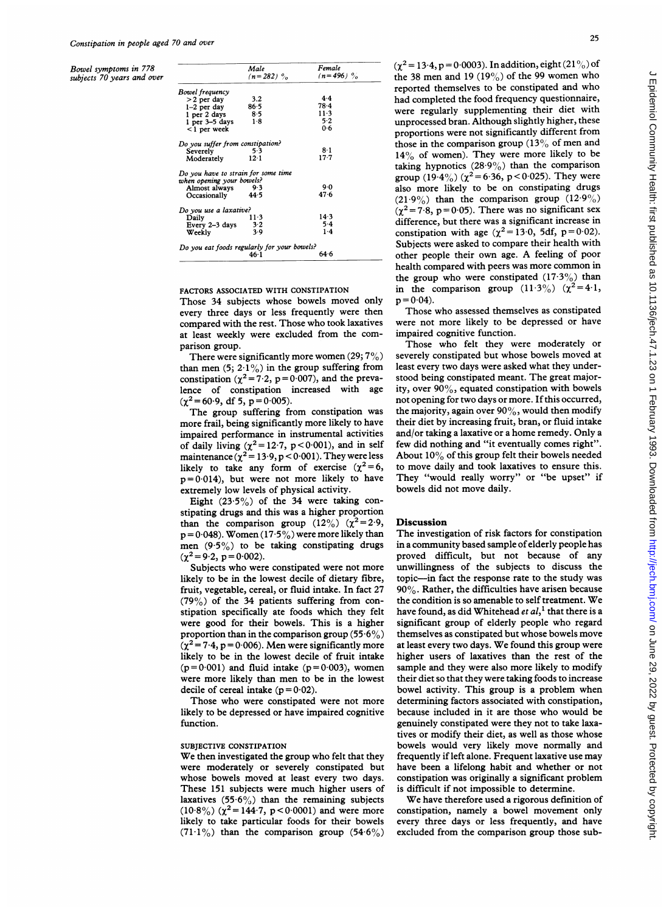Bowel symptoms in 778 subjects 70 years and over

| | Male (n=282) % | Female (n=496) % |
|---|---|---|
| *Bowel frequency* | | |
| >2 per day | 3·2 | 4·4 |
| 1–2 per day | 86·5 | 78·4 |
| 1 per 2 days | 8·5 | 11·3 |
| 1 per 3–5 days | 1·8 | 5·2 |
| <1 per week | | 0·6 |
| *Do you suffer from constipation?* | | |
| Severely | 5·3 | 8·1 |
| Moderately | 12·1 | 17·7 |
| *Do you have to strain for some time when opening your bowels?* | | |
| Almost always | 9·3 | 9·0 |
| Occasionally | 44·5 | 47·6 |
| *Do you use a laxative?* | | |
| Daily | 11·3 | 14·3 |
| Every 2–3 days | 3·2 | 5·4 |
| Weekly | 3·9 | 1·4 |
| *Do you eat foods regularly for your bowels?* | | |
| | 46·1 | 64·6 |

### FACTORS ASSOCIATED WITH CONSTIPATION

Those 34 subjects whose bowels moved only every three days or less frequently were then compared with the rest. Those who took laxatives at least weekly were excluded from the comparison group.

There were significantly more women (29; 7%) than men (5; 2·1%) in the group suffering from constipation ($\chi^2=7{\cdot}2$, $p=0{\cdot}007$), and the prevalence of constipation increased with age ($\chi^2=60{\cdot}9$, df 5, $p=0{\cdot}005$).

The group suffering from constipation was more frail, being significantly more likely to have impaired performance in instrumental activities of daily living ($\chi^2=12{\cdot}7$, $p<0{\cdot}001$), and in self maintenance ($\chi^2=13{\cdot}9$, $p<0{\cdot}001$). They were less likely to take any form of exercise ($\chi^2=6$, $p=0{\cdot}014$), but were not more likely to have extremely low levels of physical activity.

Eight (23·5%) of the 34 were taking constipating drugs and this was a higher proportion than the comparison group (12%) ($\chi^2=2{\cdot}9$, $p=0{\cdot}048$). Women (17·5%) were more likely than men (9·5%) to be taking constipating drugs ($\chi^2=9{\cdot}2$, $p=0{\cdot}002$).

Subjects who were constipated were not more likely to be in the lowest decile of dietary fibre, fruit, vegetable, cereal, or fluid intake. In fact 27 (79%) of the 34 patients suffering from constipation specifically ate foods which they felt were good for their bowels. This is a higher proportion than in the comparison group (55·6%) ($\chi^2=7{\cdot}4$, $p=0{\cdot}006$). Men were significantly more likely to be in the lowest decile of fruit intake ($p=0{\cdot}001$) and fluid intake ($p=0{\cdot}003$), women were more likely than men to be in the lowest decile of cereal intake ($p=0{\cdot}02$).

Those who were constipated were not more likely to be depressed or have impaired cognitive function.

### SUBJECTIVE CONSTIPATION

We then investigated the group who felt that they were moderately or severely constipated but whose bowels moved at least every two days. These 151 subjects were much higher users of laxatives (55·6%) than the remaining subjects (10·8%) ($\chi^2=144{\cdot}7$, $p<0{\cdot}0001$) and were more likely to take particular foods for their bowels (71·1%) than the comparison group (54·6%) ($\chi^2=13{\cdot}4$, $p=0{\cdot}0003$). In addition, eight (21%) of the 38 men and 19 (19%) of the 99 women who reported themselves to be constipated and who had completed the food frequency questionnaire, were regularly supplementing their diet with unprocessed bran. Although slightly higher, these proportions were not significantly different from those in the comparison group (13% of men and 14% of women). They were more likely to be taking hypnotics (28·9%) than the comparison group (19·4%) ($\chi^2=6{\cdot}36$, $p<0{\cdot}025$). They were also more likely to be on constipating drugs (21·9%) than the comparison group (12·9%) ($\chi^2=7{\cdot}8$, $p=0{\cdot}05$). There was no significant sex difference, but there was a significant increase in constipation with age ($\chi^2=13{\cdot}0$, 5df, $p=0{\cdot}02$). Subjects were asked to compare their health with other people their own age. A feeling of poor health compared with peers was more common in the group who were constipated (17·3%) than in the comparison group (11·3%) ($\chi^2=4{\cdot}1$, $p=0{\cdot}04$).

Those who assessed themselves as constipated were not more likely to be depressed or have impaired cognitive function.

Those who felt they were moderately or severely constipated but whose bowels moved at least every two days were asked what they understood being constipated meant. The great majority, over 90%, equated constipation with bowels not opening for two days or more. If this occurred, the majority, again over 90%, would then modify their diet by increasing fruit, bran, or fluid intake and/or taking a laxative or a home remedy. Only a few did nothing and "it eventually comes right". About 10% of this group felt their bowels needed to move daily and took laxatives to ensure this. They "would really worry" or "be upset" if bowels did not move daily.

## Discussion

The investigation of risk factors for constipation in a community based sample of elderly people has proved difficult, but not because of any unwillingness of the subjects to discuss the topic—in fact the response rate to the study was 90%. Rather, the difficulties have arisen because the condition is so amenable to self treatment. We have found, as did Whitehead *et al*,[1] that there is a significant group of elderly people who regard themselves as constipated but whose bowels move at least every two days. We found this group were higher users of laxatives than the rest of the sample and they were also more likely to modify their diet so that they were taking foods to increase bowel activity. This group is a problem when determining factors associated with constipation, because included in it are those who would be genuinely constipated were they not to take laxatives or modify their diet, as well as those whose bowels would very likely move normally and frequently if left alone. Frequent laxative use may have been a lifelong habit and whether or not constipation was originally a significant problem is difficult if not impossible to determine.

We have therefore used a rigorous definition of constipation, namely a bowel movement only every three days or less frequently, and have excluded from the comparison group those sub-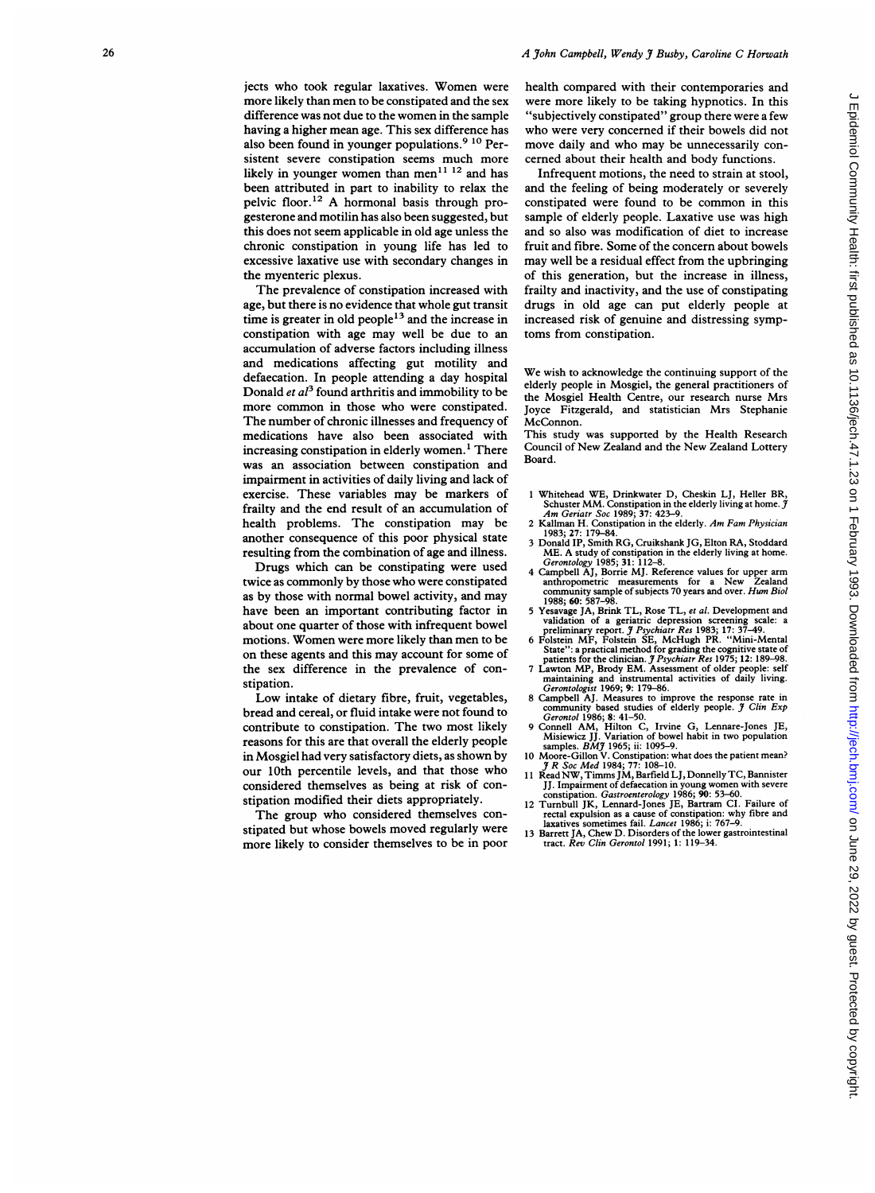jects who took regular laxatives. Women were more likely than men to be constipated and the sex difference was not due to the women in the sample having a higher mean age. This sex difference has also been found in younger populations.[9 10] Persistent severe constipation seems much more likely in younger women than men[11 12] and has been attributed in part to inability to relax the pelvic floor.[12] A hormonal basis through progesterone and motilin has also been suggested, but this does not seem applicable in old age unless the chronic constipation in young life has led to excessive laxative use with secondary changes in the myenteric plexus.

The prevalence of constipation increased with age, but there is no evidence that whole gut transit time is greater in old people[13] and the increase in constipation with age may well be due to an accumulation of adverse factors including illness and medications affecting gut motility and defaecation. In people attending a day hospital Donald *et al*[3] found arthritis and immobility to be more common in those who were constipated. The number of chronic illnesses and frequency of medications have also been associated with increasing constipation in elderly women.[1] There was an association between constipation and impairment in activities of daily living and lack of exercise. These variables may be markers of frailty and the end result of an accumulation of health problems. The constipation may be another consequence of this poor physical state resulting from the combination of age and illness.

Drugs which can be constipating were used twice as commonly by those who were constipated as by those with normal bowel activity, and may have been an important contributing factor in about one quarter of those with infrequent bowel motions. Women were more likely than men to be on these agents and this may account for some of the sex difference in the prevalence of constipation.

Low intake of dietary fibre, fruit, vegetables, bread and cereal, or fluid intake were not found to contribute to constipation. The two most likely reasons for this are that overall the elderly people in Mosgiel had very satisfactory diets, as shown by our 10th percentile levels, and that those who considered themselves as being at risk of constipation modified their diets appropriately.

The group who considered themselves constipated but whose bowels moved regularly were more likely to consider themselves to be in poor health compared with their contemporaries and were more likely to be taking hypnotics. In this "subjectively constipated" group there were a few who were very concerned if their bowels did not move daily and who may be unnecessarily concerned about their health and body functions.

Infrequent motions, the need to strain at stool, and the feeling of being moderately or severely constipated were found to be common in this sample of elderly people. Laxative use was high and so also was modification of diet to increase fruit and fibre. Some of the concern about bowels may well be a residual effect from the upbringing of this generation, but the increase in illness, frailty and inactivity, and the use of constipating drugs in old age can put elderly people at increased risk of genuine and distressing symptoms from constipation.

We wish to acknowledge the continuing support of the elderly people in Mosgiel, the general practitioners of the Mosgiel Health Centre, our research nurse Mrs Joyce Fitzgerald, and statistician Mrs Stephanie McConnon.

This study was supported by the Health Research Council of New Zealand and the New Zealand Lottery Board.

1. Whitehead WE, Drinkwater D, Cheskin LJ, Heller BR, Schuster MM. Constipation in the elderly living at home. *J Am Geriatr Soc* 1989; **37**: 423–9.
2. Kallman H. Constipation in the elderly. *Am Fam Physician* 1983; **27**: 179–84.
3. Donald IP, Smith RG, Cruikshank JG, Elton RA, Stoddard ME. A study of constipation in the elderly living at home. *Gerontology* 1985; **31**: 112–8.
4. Campbell AJ, Borrie MJ. Reference values for upper arm anthropometric measurements for a New Zealand community sample of subjects 70 years and over. *Hum Biol* 1988; **60**: 587–98.
5. Yesavage JA, Brink TL, Rose TL, *et al*. Development and validation of a geriatric depression screening scale: a preliminary report. *J Psychiatr Res* 1983; **17**: 37–49.
6. Folstein MF, Folstein SE, McHugh PR. "Mini-Mental State": a practical method for grading the cognitive state of patients for the clinician. *J Psychiatr Res* 1975; **12**: 189–98.
7. Lawton MP, Brody EM. Assessment of older people: self maintaining and instrumental activities of daily living. *Gerontologist* 1969; **9**: 179–86.
8. Campbell AJ. Measures to improve the response rate in community based studies of elderly people. *J Clin Exp Gerontol* 1986; **8**: 41–50.
9. Connell AM, Hilton C, Irvine G, Lennare-Jones JE, Misiewicz JJ. Variation of bowel habit in two population samples. *BMJ* 1965; **ii**: 1095–9.
10. Moore-Gillon V. Constipation: what does the patient mean? *J R Soc Med* 1984; **77**: 108–10.
11. Read NW, Timms JM, Barfield LJ, Donnelly TC, Bannister JJ. Impairment of defaecation in young women with severe constipation. *Gastroenterology* 1986; **90**: 53–60.
12. Turnbull JK, Lennard-Jones JE, Bartram CI. Failure of rectal expulsion as a cause of constipation: why fibre and laxatives sometimes fail. *Lancet* 1986; **i**: 767–9.
13. Barrett JA, Chew D. Disorders of the lower gastrointestinal tract. *Rev Clin Gerontol* 1991; **1**: 119–34.